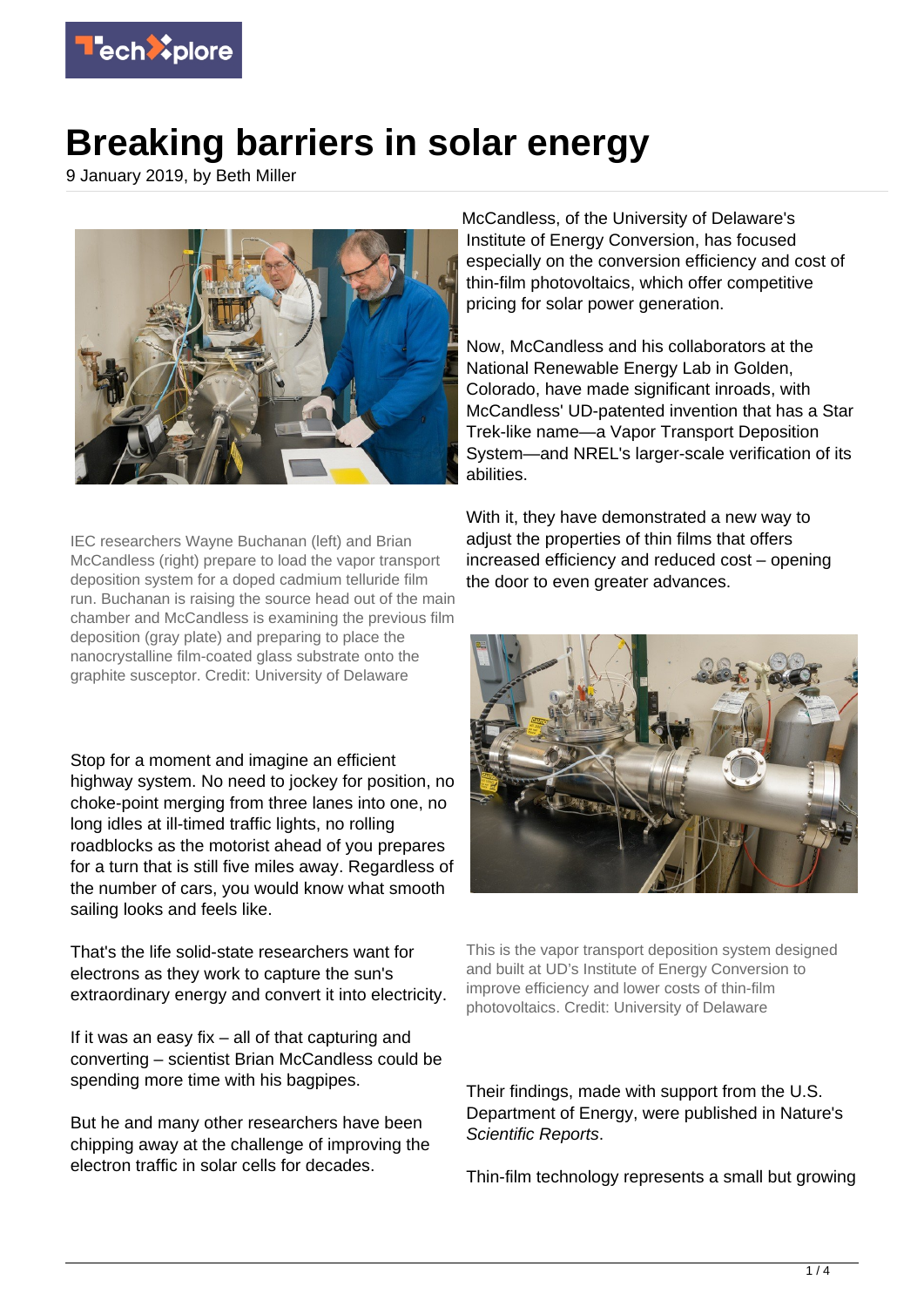# Breaking barriers in solar energy

9 January 2019, by Beth Miller

IEC researchers Wayne Buchanan (left) and Brian McCandless (right) prepare to load the vapor transport deposition system for a doped cadmium telluride film run. Buchanan is raising the source head out of the main chamber and McCandless is examining the previous film deposition (gray plate) and preparing to place the nanocrystalline film-coated glass substrate onto the graphite susceptor. Credit: University of Delaware

Stop for a moment and imagine an efficient highway system. No need to jockey for position, no choke-point merging from three lanes into one, no long idles at ill-timed traffic lights, no rolling roadblocks as the motorist ahead of you prepares for a turn that is still five miles away. Regardless of the number of cars, you would know what smooth sailing looks and feels like.

That's the life solid-state researchers want for electrons as they work to capture the sun's extraordinary energy and convert it into electricity.

If it was an easy fix – all of that capturing and converting – scientist Brian McCandless could be spending more time with his bagpipes.

But he and many other researchers have been chipping away at the challenge of improving the electron traffic in solar cells for decades.

McCandless, of the University of Delaware's Institute of Energy Conversion, has focused especially on the conversion efficiency and cost of thin-film photovoltaics, which offer competitive pricing for solar power generation.

Now, McCandless and his collaborators at the National Renewable Energy Lab in Golden, Colorado, have made significant inroads, with McCandless' UD-patented invention that has a Star Trek-like name—a Vapor Transport Deposition System—and NREL's larger-scale verification of its abilities.

With it, they have demonstrated a new way to adjust the properties of thin films that offers increased efficiency and reduced cost – opening the door to even greater advances.

This is the vapor transport deposition system designed and built at UD's Institute of Energy Conversion to improve efficiency and lower costs of thin-film photovoltaics. Credit: University of Delaware

Their findings, made with support from the U.S. Department of Energy, were published in Nature's *Scientific Reports*.

Thin-film technology represents a small but growing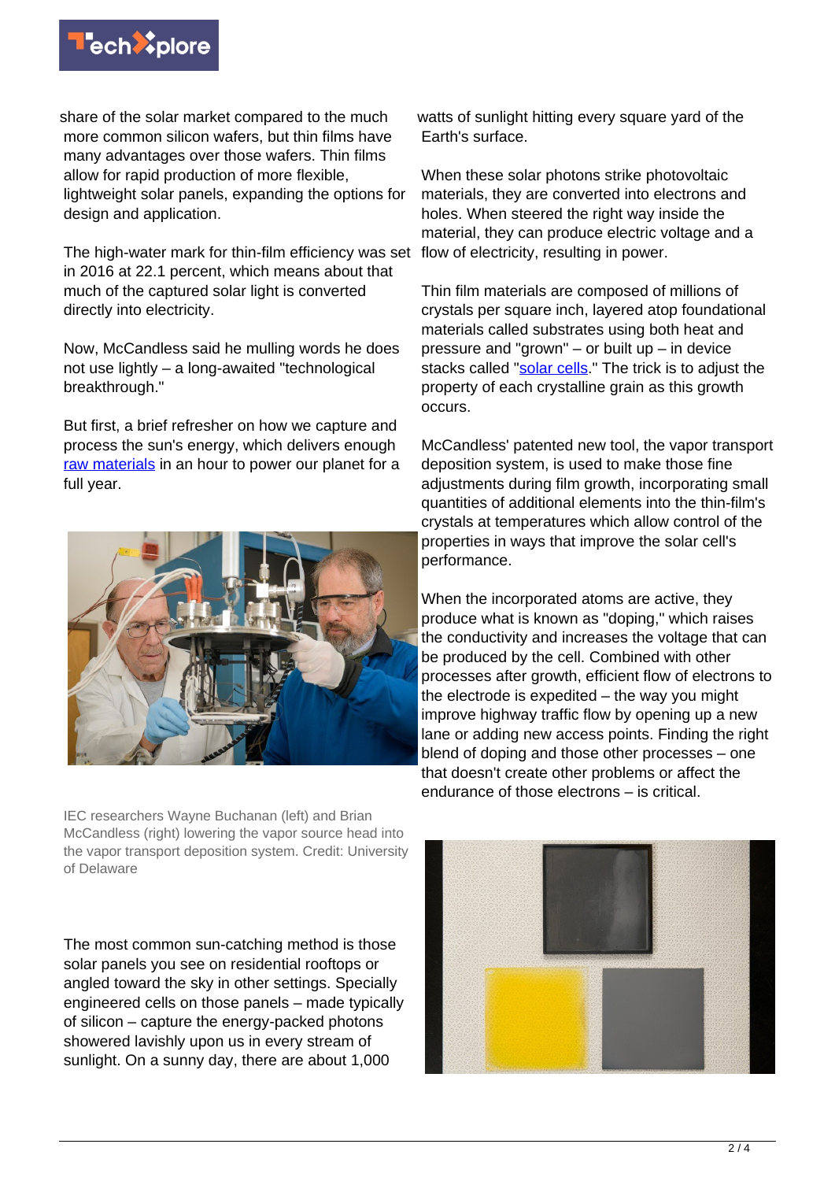share of the solar market compared to the much more common silicon wafers, but thin films have many advantages over those wafers. Thin films allow for rapid production of more flexible, lightweight solar panels, expanding the options for design and application.

The high-water mark for thin-film efficiency was set in 2016 at 22.1 percent, which means about that much of the captured solar light is converted directly into electricity.

Now, McCandless said he mulling words he does not use lightly – a long-awaited "technological breakthrough."

But first, a brief refresher on how we capture and process the sun's energy, which delivers enough raw materials in an hour to power our planet for a full year.

IEC researchers Wayne Buchanan (left) and Brian McCandless (right) lowering the vapor source head into the vapor transport deposition system. Credit: University of Delaware

The most common sun-catching method is those solar panels you see on residential rooftops or angled toward the sky in other settings. Specially engineered cells on those panels – made typically of silicon – capture the energy-packed photons showered lavishly upon us in every stream of sunlight. On a sunny day, there are about 1,000 watts of sunlight hitting every square yard of the Earth's surface.

When these solar photons strike photovoltaic materials, they are converted into electrons and holes. When steered the right way inside the material, they can produce electric voltage and a flow of electricity, resulting in power.

Thin film materials are composed of millions of crystals per square inch, layered atop foundational materials called substrates using both heat and pressure and "grown" – or built up – in device stacks called "solar cells." The trick is to adjust the property of each crystalline grain as this growth occurs.

McCandless' patented new tool, the vapor transport deposition system, is used to make those fine adjustments during film growth, incorporating small quantities of additional elements into the thin-film's crystals at temperatures which allow control of the properties in ways that improve the solar cell's performance.

When the incorporated atoms are active, they produce what is known as "doping," which raises the conductivity and increases the voltage that can be produced by the cell. Combined with other processes after growth, efficient flow of electrons to the electrode is expedited – the way you might improve highway traffic flow by opening up a new lane or adding new access points. Finding the right blend of doping and those other processes – one that doesn't create other problems or affect the endurance of those electrons – is critical.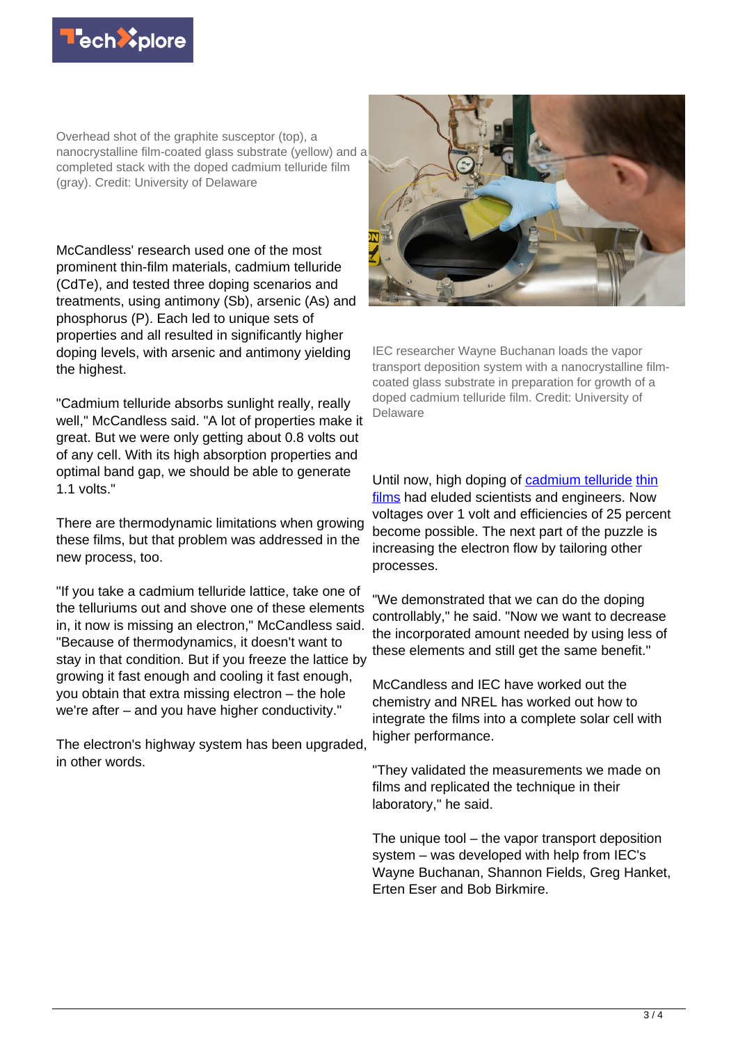Overhead shot of the graphite susceptor (top), a nanocrystalline film-coated glass substrate (yellow) and a completed stack with the doped cadmium telluride film (gray). Credit: University of Delaware

McCandless' research used one of the most prominent thin-film materials, cadmium telluride (CdTe), and tested three doping scenarios and treatments, using antimony (Sb), arsenic (As) and phosphorus (P). Each led to unique sets of properties and all resulted in significantly higher doping levels, with arsenic and antimony yielding the highest.

"Cadmium telluride absorbs sunlight really, really well," McCandless said. "A lot of properties make it great. But we were only getting about 0.8 volts out of any cell. With its high absorption properties and optimal band gap, we should be able to generate 1.1 volts."

There are thermodynamic limitations when growing these films, but that problem was addressed in the new process, too.

"If you take a cadmium telluride lattice, take one of the telluriums out and shove one of these elements in, it now is missing an electron," McCandless said. "Because of thermodynamics, it doesn't want to stay in that condition. But if you freeze the lattice by growing it fast enough and cooling it fast enough, you obtain that extra missing electron – the hole we're after – and you have higher conductivity."

The electron's highway system has been upgraded, in other words.

IEC researcher Wayne Buchanan loads the vapor transport deposition system with a nanocrystalline film-coated glass substrate in preparation for growth of a doped cadmium telluride film. Credit: University of Delaware

Until now, high doping of cadmium telluride thin films had eluded scientists and engineers. Now voltages over 1 volt and efficiencies of 25 percent become possible. The next part of the puzzle is increasing the electron flow by tailoring other processes.

"We demonstrated that we can do the doping controllably," he said. "Now we want to decrease the incorporated amount needed by using less of these elements and still get the same benefit."

McCandless and IEC have worked out the chemistry and NREL has worked out how to integrate the films into a complete solar cell with higher performance.

"They validated the measurements we made on films and replicated the technique in their laboratory," he said.

The unique tool – the vapor transport deposition system – was developed with help from IEC's Wayne Buchanan, Shannon Fields, Greg Hanket, Erten Eser and Bob Birkmire.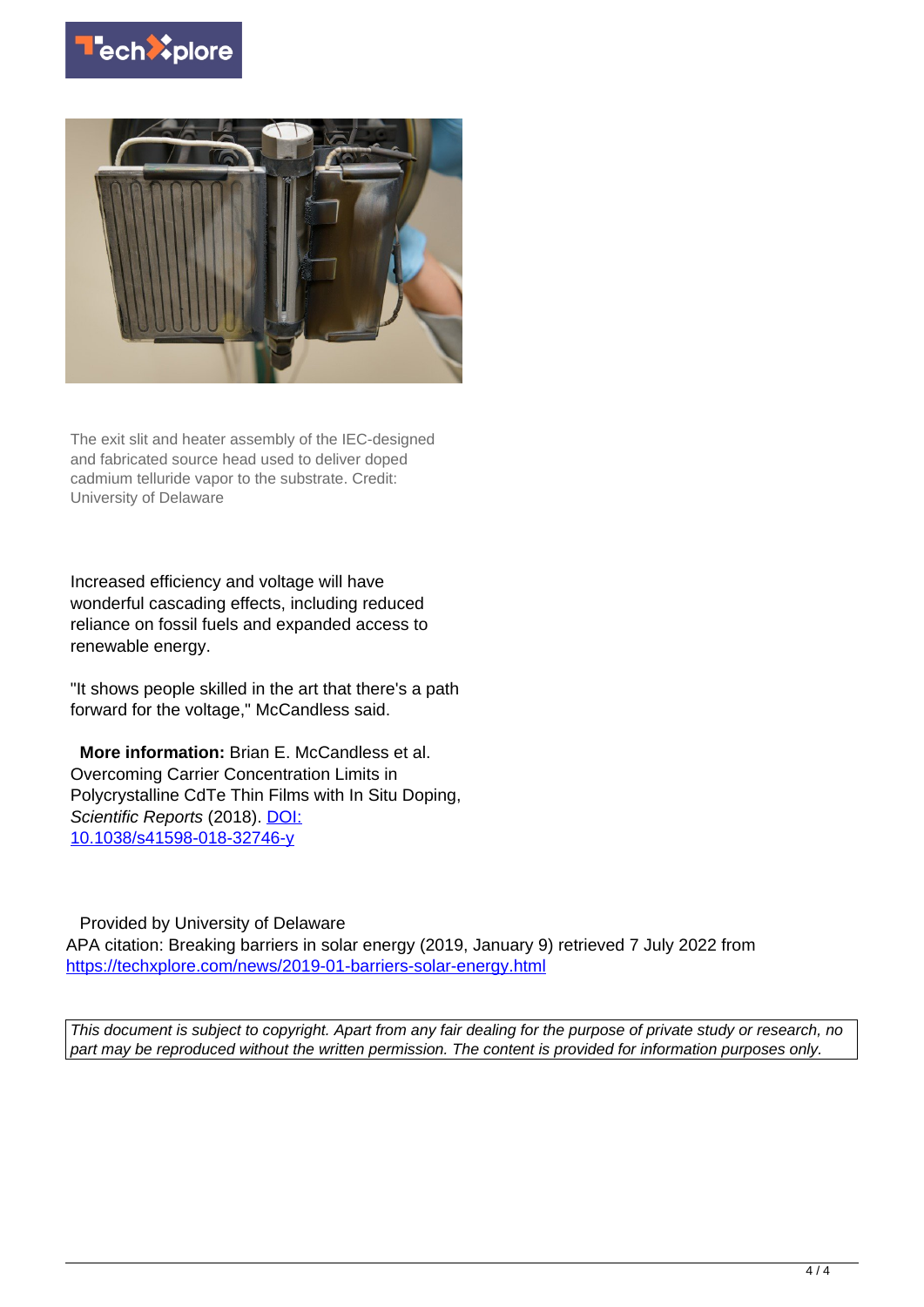The exit slit and heater assembly of the IEC-designed and fabricated source head used to deliver doped cadmium telluride vapor to the substrate. Credit: University of Delaware

Increased efficiency and voltage will have wonderful cascading effects, including reduced reliance on fossil fuels and expanded access to renewable energy.

"It shows people skilled in the art that there's a path forward for the voltage," McCandless said.

**More information:** Brian E. McCandless et al. Overcoming Carrier Concentration Limits in Polycrystalline CdTe Thin Films with In Situ Doping, *Scientific Reports* (2018). DOI: 10.1038/s41598-018-32746-y

Provided by University of Delaware

APA citation: Breaking barriers in solar energy (2019, January 9) retrieved 7 July 2022 from https://techxplore.com/news/2019-01-barriers-solar-energy.html

*This document is subject to copyright. Apart from any fair dealing for the purpose of private study or research, no part may be reproduced without the written permission. The content is provided for information purposes only.*